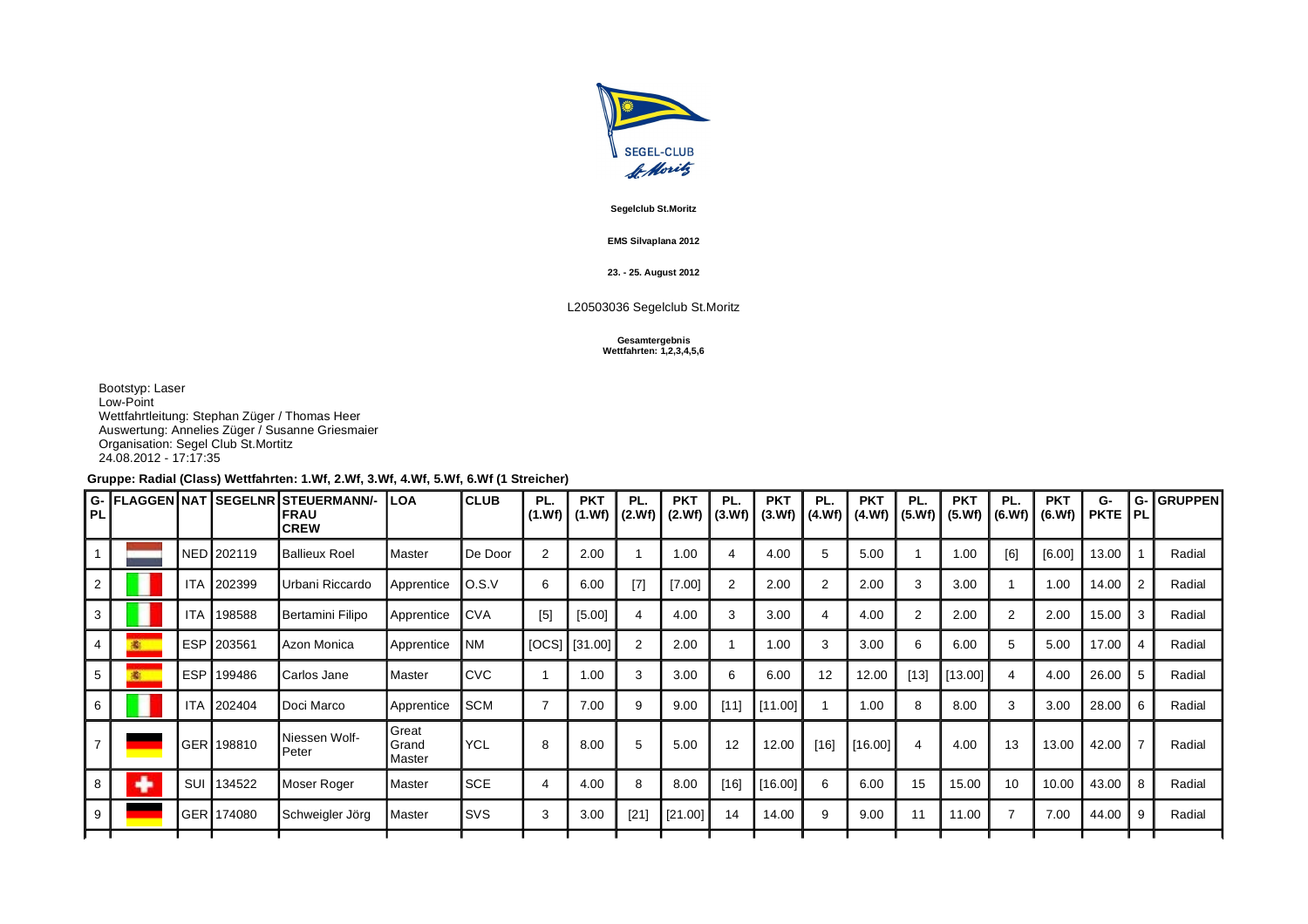**Segelclub St.Moritz**

**EMS Silvaplana 2012**

**23. - 25. August 2012**

L20503036 Segelclub St.Moritz

**Gesamtergebnis**
**Wettfahrten: 1,2,3,4,5,6**

Bootstyp: Laser
Low-Point
Wettfahrtleitung: Stephan Züger / Thomas Heer
Auswertung: Annelies Züger / Susanne Griesmaier
Organisation: Segel Club St.Moritz
24.08.2012 - 17:17:35

**Gruppe: Radial (Class) Wettfahrten: 1.Wf, 2.Wf, 3.Wf, 4.Wf, 5.Wf, 6.Wf (1 Streicher)**

| G-PL | FLAGGEN | NAT | SEGELNR | STEUERMANN/-FRAU CREW | LOA | CLUB | PL. (1.Wf) | PKT (1.Wf) | PL. (2.Wf) | PKT (2.Wf) | PL. (3.Wf) | PKT (3.Wf) | PL. (4.Wf) | PKT (4.Wf) | PL. (5.Wf) | PKT (5.Wf) | PL. (6.Wf) | PKT (6.Wf) | G-PKTE | G-PL | GRUPPEN |
|---|---|---|---|---|---|---|---|---|---|---|---|---|---|---|---|---|---|---|---|---|---|
| 1 | | NED | 202119 | Ballieux Roel | Master | De Door | 2 | 2.00 | 1 | 1.00 | 4 | 4.00 | 5 | 5.00 | 1 | 1.00 | [6] | [6.00] | 13.00 | 1 | Radial |
| 2 | | ITA | 202399 | Urbani Riccardo | Apprentice | O.S.V | 6 | 6.00 | [7] | [7.00] | 2 | 2.00 | 2 | 2.00 | 3 | 3.00 | 1 | 1.00 | 14.00 | 2 | Radial |
| 3 | | ITA | 198588 | Bertamini Filipo | Apprentice | CVA | [5] | [5.00] | 4 | 4.00 | 3 | 3.00 | 4 | 4.00 | 2 | 2.00 | 2 | 2.00 | 15.00 | 3 | Radial |
| 4 | | ESP | 203561 | Azon Monica | Apprentice | NM | [OCS] | [31.00] | 2 | 2.00 | 1 | 1.00 | 3 | 3.00 | 6 | 6.00 | 5 | 5.00 | 17.00 | 4 | Radial |
| 5 | | ESP | 199486 | Carlos Jane | Master | CVC | 1 | 1.00 | 3 | 3.00 | 6 | 6.00 | 12 | 12.00 | [13] | [13.00] | 4 | 4.00 | 26.00 | 5 | Radial |
| 6 | | ITA | 202404 | Doci Marco | Apprentice | SCM | 7 | 7.00 | 9 | 9.00 | [11] | [11.00] | 1 | 1.00 | 8 | 8.00 | 3 | 3.00 | 28.00 | 6 | Radial |
| 7 | | GER | 198810 | Niessen Wolf-Peter | Great Grand Master | YCL | 8 | 8.00 | 5 | 5.00 | 12 | 12.00 | [16] | [16.00] | 4 | 4.00 | 13 | 13.00 | 42.00 | 7 | Radial |
| 8 | | SUI | 134522 | Moser Roger | Master | SCE | 4 | 4.00 | 8 | 8.00 | [16] | [16.00] | 6 | 6.00 | 15 | 15.00 | 10 | 10.00 | 43.00 | 8 | Radial |
| 9 | | GER | 174080 | Schweigler Jörg | Master | SVS | 3 | 3.00 | [21] | [21.00] | 14 | 14.00 | 9 | 9.00 | 11 | 11.00 | 7 | 7.00 | 44.00 | 9 | Radial |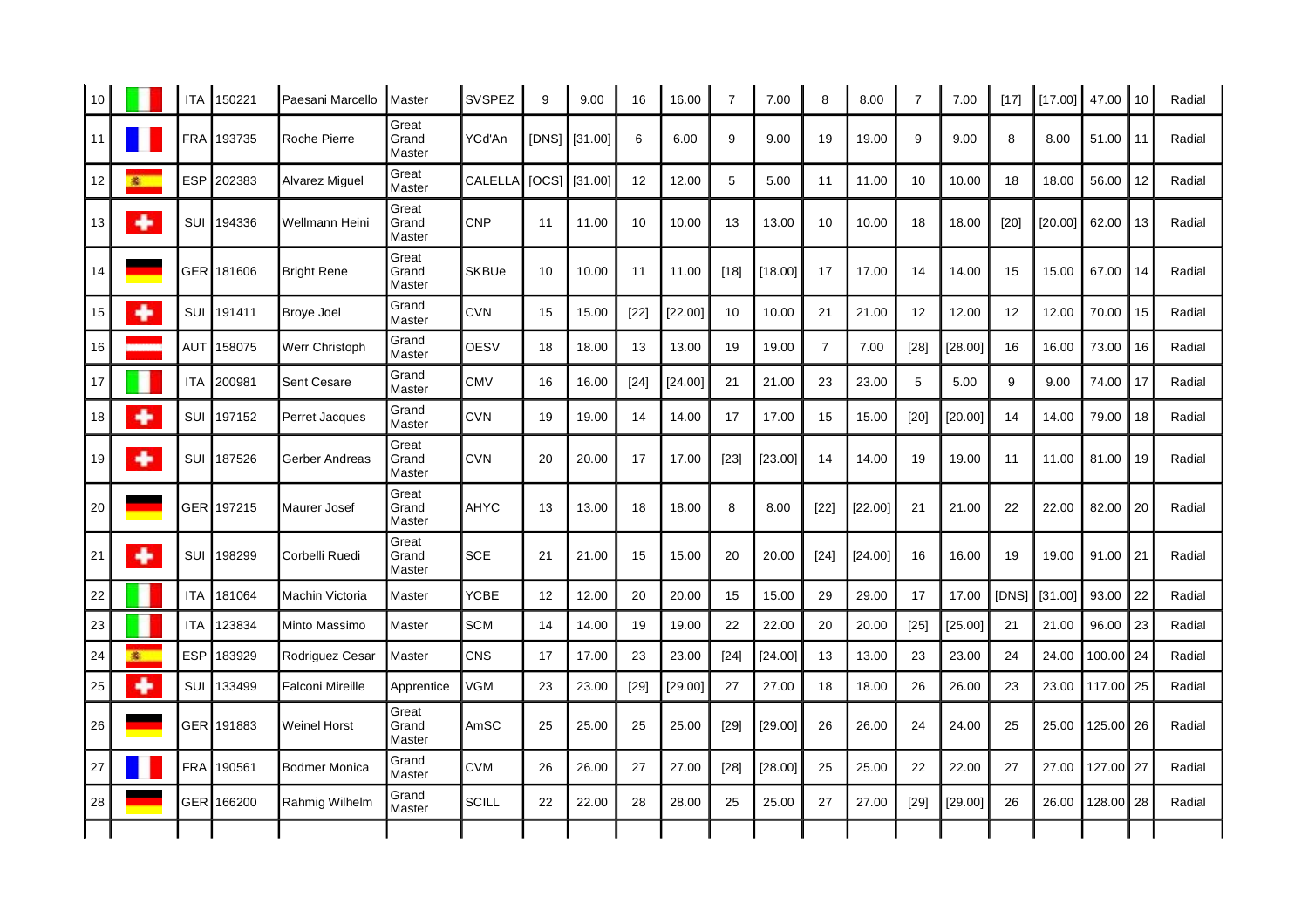| 10 | | ITA | 150221 | Paesani Marcello | Master | SVSPEZ | 9 | 9.00 | 16 | 16.00 | 7 | 7.00 | 8 | 8.00 | 7 | 7.00 | [17] | [17.00] | 47.00 | 10 | Radial |
|---|---|---|---|---|---|---|---|---|---|---|---|---|---|---|---|---|---|---|---|---|---|
| 11 | | FRA | 193735 | Roche Pierre | Great Grand Master | YCd'An | [DNS] | [31.00] | 6 | 6.00 | 9 | 9.00 | 19 | 19.00 | 9 | 9.00 | 8 | 8.00 | 51.00 | 11 | Radial |
| 12 | | ESP | 202383 | Alvarez Miguel | Great Master | CALELLA | [OCS] | [31.00] | 12 | 12.00 | 5 | 5.00 | 11 | 11.00 | 10 | 10.00 | 18 | 18.00 | 56.00 | 12 | Radial |
| 13 | | SUI | 194336 | Wellmann Heini | Great Grand Master | CNP | 11 | 11.00 | 10 | 10.00 | 13 | 13.00 | 10 | 10.00 | 18 | 18.00 | [20] | [20.00] | 62.00 | 13 | Radial |
| 14 | | GER | 181606 | Bright Rene | Great Grand Master | SKBUe | 10 | 10.00 | 11 | 11.00 | [18] | [18.00] | 17 | 17.00 | 14 | 14.00 | 15 | 15.00 | 67.00 | 14 | Radial |
| 15 | | SUI | 191411 | Broye Joel | Grand Master | CVN | 15 | 15.00 | [22] | [22.00] | 10 | 10.00 | 21 | 21.00 | 12 | 12.00 | 12 | 12.00 | 70.00 | 15 | Radial |
| 16 | | AUT | 158075 | Werr Christoph | Grand Master | OESV | 18 | 18.00 | 13 | 13.00 | 19 | 19.00 | 7 | 7.00 | [28] | [28.00] | 16 | 16.00 | 73.00 | 16 | Radial |
| 17 | | ITA | 200981 | Sent Cesare | Grand Master | CMV | 16 | 16.00 | [24] | [24.00] | 21 | 21.00 | 23 | 23.00 | 5 | 5.00 | 9 | 9.00 | 74.00 | 17 | Radial |
| 18 | | SUI | 197152 | Perret Jacques | Grand Master | CVN | 19 | 19.00 | 14 | 14.00 | 17 | 17.00 | 15 | 15.00 | [20] | [20.00] | 14 | 14.00 | 79.00 | 18 | Radial |
| 19 | | SUI | 187526 | Gerber Andreas | Great Grand Master | CVN | 20 | 20.00 | 17 | 17.00 | [23] | [23.00] | 14 | 14.00 | 19 | 19.00 | 11 | 11.00 | 81.00 | 19 | Radial |
| 20 | | GER | 197215 | Maurer Josef | Great Grand Master | AHYC | 13 | 13.00 | 18 | 18.00 | 8 | 8.00 | [22] | [22.00] | 21 | 21.00 | 22 | 22.00 | 82.00 | 20 | Radial |
| 21 | | SUI | 198299 | Corbelli Ruedi | Great Grand Master | SCE | 21 | 21.00 | 15 | 15.00 | 20 | 20.00 | [24] | [24.00] | 16 | 16.00 | 19 | 19.00 | 91.00 | 21 | Radial |
| 22 | | ITA | 181064 | Machin Victoria | Master | YCBE | 12 | 12.00 | 20 | 20.00 | 15 | 15.00 | 29 | 29.00 | 17 | 17.00 | [DNS] | [31.00] | 93.00 | 22 | Radial |
| 23 | | ITA | 123834 | Minto Massimo | Master | SCM | 14 | 14.00 | 19 | 19.00 | 22 | 22.00 | 20 | 20.00 | [25] | [25.00] | 21 | 21.00 | 96.00 | 23 | Radial |
| 24 | | ESP | 183929 | Rodriguez Cesar | Master | CNS | 17 | 17.00 | 23 | 23.00 | [24] | [24.00] | 13 | 13.00 | 23 | 23.00 | 24 | 24.00 | 100.00 | 24 | Radial |
| 25 | | SUI | 133499 | Falconi Mireille | Apprentice | VGM | 23 | 23.00 | [29] | [29.00] | 27 | 27.00 | 18 | 18.00 | 26 | 26.00 | 23 | 23.00 | 117.00 | 25 | Radial |
| 26 | | GER | 191883 | Weinel Horst | Great Grand Master | AmSC | 25 | 25.00 | 25 | 25.00 | [29] | [29.00] | 26 | 26.00 | 24 | 24.00 | 25 | 25.00 | 125.00 | 26 | Radial |
| 27 | | FRA | 190561 | Bodmer Monica | Grand Master | CVM | 26 | 26.00 | 27 | 27.00 | [28] | [28.00] | 25 | 25.00 | 22 | 22.00 | 27 | 27.00 | 127.00 | 27 | Radial |
| 28 | | GER | 166200 | Rahmig Wilhelm | Grand Master | SCILL | 22 | 22.00 | 28 | 28.00 | 25 | 25.00 | 27 | 27.00 | [29] | [29.00] | 26 | 26.00 | 128.00 | 28 | Radial |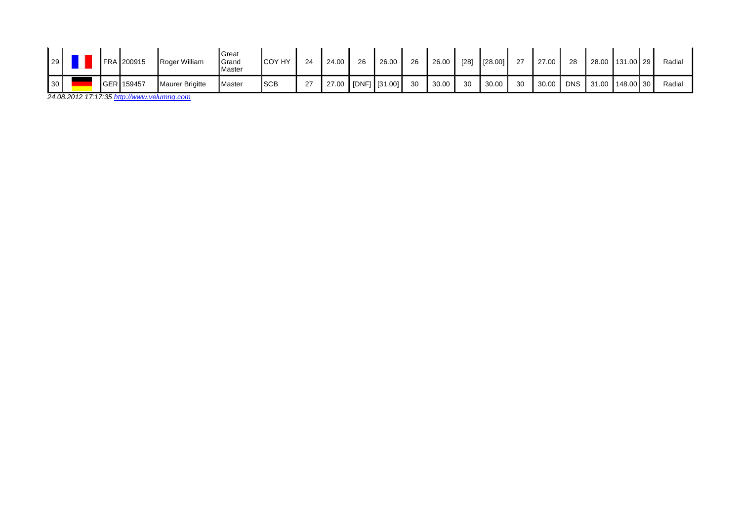| | | | | | | | | | | | | | | | | | | | | | | | |
|---|---|---|---|---|---|---|---|---|---|---|---|---|---|---|---|---|---|---|---|---|---|---|---|
| 29 | | FRA | 200915 | Roger William | Great Grand Master | COY HY | 24 | 24.00 | 26 | 26.00 | 26 | 26.00 | [28] | [28.00] | 27 | 27.00 | 28 | 28.00 | 131.00 | 29 | Radial |
| 30 | | GER | 159457 | Maurer Brigitte | Master | SCB | 27 | 27.00 | [DNF] | [31.00] | 30 | 30.00 | 30 | 30.00 | 30 | 30.00 | DNS | 31.00 | 148.00 | 30 | Radial |

*24.08.2012 17:17:35 http://www.velumng.com*